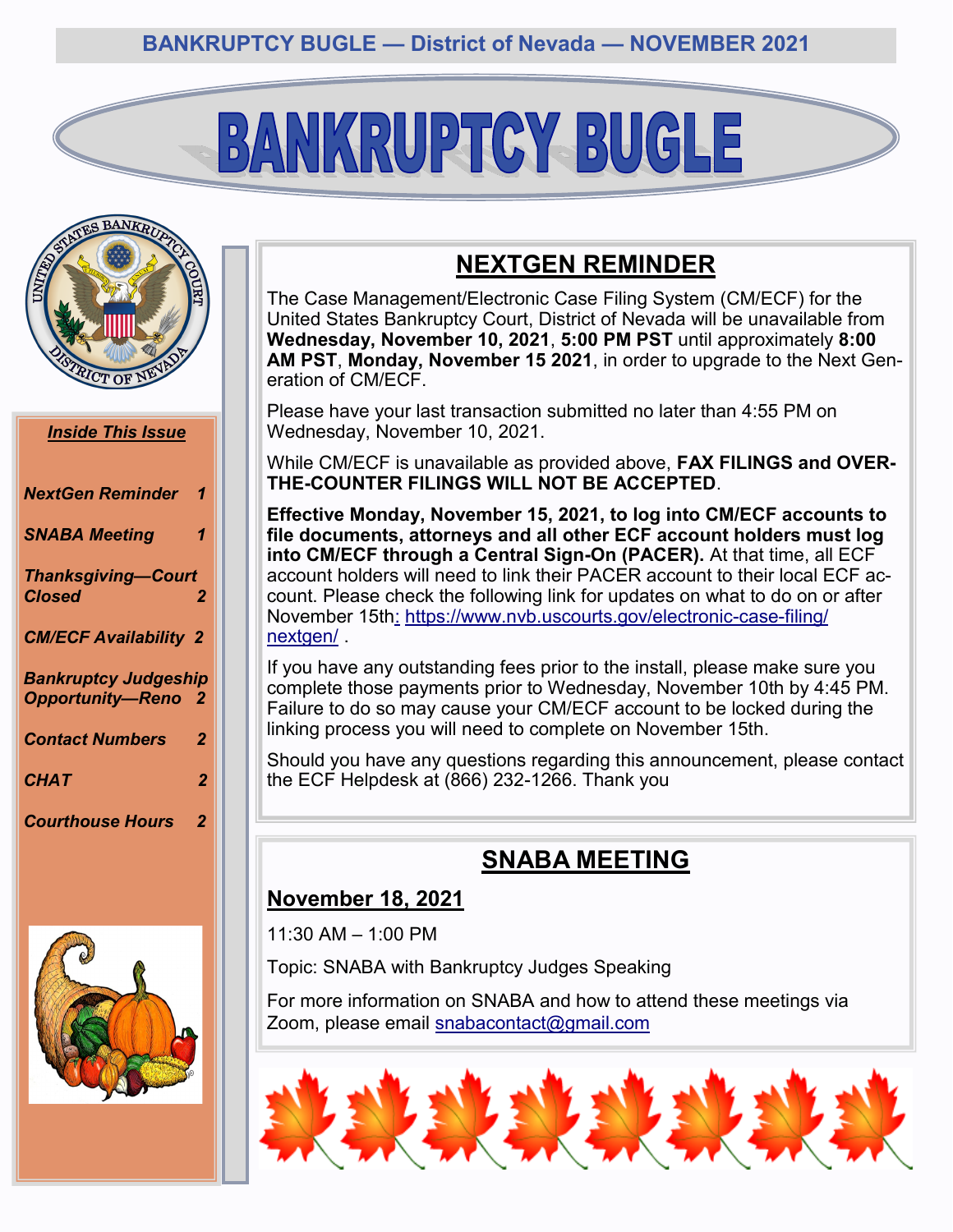# BANKRUPTCY BUGLE

### *Inside This Issue*

| | |
|---|---|
| *NextGen Reminder* | *1* |
| *SNABA Meeting* | *1* |
| *Thanksgiving—Court Closed* | *2* |
| *CM/ECF Availability* | *2* |
| *Bankruptcy Judgeship Opportunity—Reno* | *2* |
| *Contact Numbers* | *2* |
| *CHAT* | *2* |
| *Courthouse Hours* | *2* |

## NEXTGEN REMINDER

The Case Management/Electronic Case Filing System (CM/ECF) for the United States Bankruptcy Court, District of Nevada will be unavailable from **Wednesday, November 10, 2021**, **5:00 PM PST** until approximately **8:00 AM PST**, **Monday, November 15 2021**, in order to upgrade to the Next Generation of CM/ECF.

Please have your last transaction submitted no later than 4:55 PM on Wednesday, November 10, 2021.

While CM/ECF is unavailable as provided above, **FAX FILINGS and OVER-THE-COUNTER FILINGS WILL NOT BE ACCEPTED**.

**Effective Monday, November 15, 2021, to log into CM/ECF accounts to file documents, attorneys and all other ECF account holders must log into CM/ECF through a Central Sign-On (PACER).** At that time, all ECF account holders will need to link their PACER account to their local ECF account. Please check the following link for updates on what to do on or after November 15th: https://www.nvb.uscourts.gov/electronic-case-filing/nextgen/ .

If you have any outstanding fees prior to the install, please make sure you complete those payments prior to Wednesday, November 10th by 4:45 PM. Failure to do so may cause your CM/ECF account to be locked during the linking process you will need to complete on November 15th.

Should you have any questions regarding this announcement, please contact the ECF Helpdesk at (866) 232-1266. Thank you

## SNABA MEETING

### November 18, 2021

11:30 AM – 1:00 PM

Topic: SNABA with Bankruptcy Judges Speaking

For more information on SNABA and how to attend these meetings via Zoom, please email snabacontact@gmail.com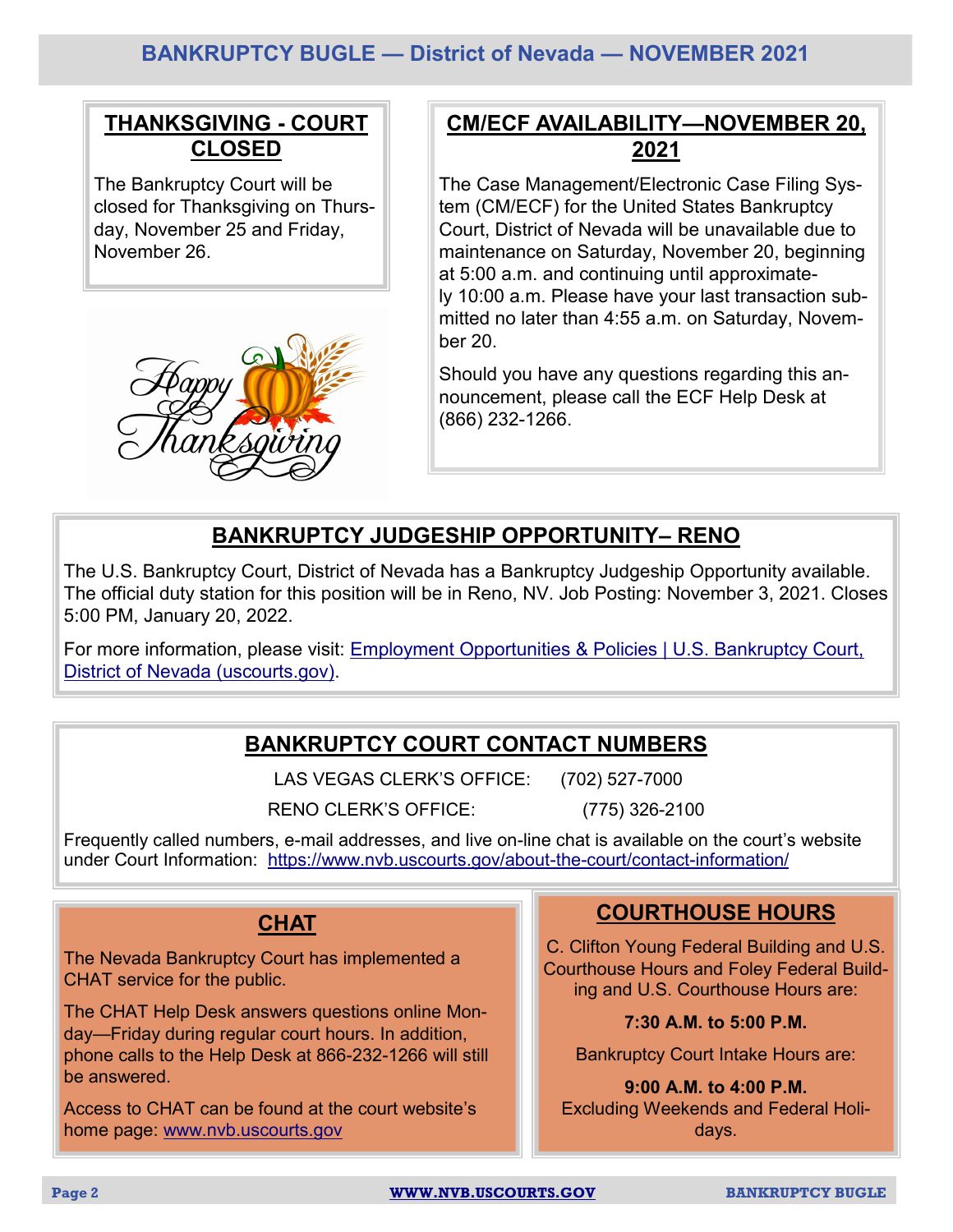## THANKSGIVING - COURT CLOSED

The Bankruptcy Court will be closed for Thanksgiving on Thursday, November 25 and Friday, November 26.

## CM/ECF AVAILABILITY—NOVEMBER 20, 2021

The Case Management/Electronic Case Filing System (CM/ECF) for the United States Bankruptcy Court, District of Nevada will be unavailable due to maintenance on Saturday, November 20, beginning at 5:00 a.m. and continuing until approximately 10:00 a.m. Please have your last transaction submitted no later than 4:55 a.m. on Saturday, November 20.

Should you have any questions regarding this announcement, please call the ECF Help Desk at (866) 232-1266.

## BANKRUPTCY JUDGESHIP OPPORTUNITY– RENO

The U.S. Bankruptcy Court, District of Nevada has a Bankruptcy Judgeship Opportunity available. The official duty station for this position will be in Reno, NV. Job Posting: November 3, 2021. Closes 5:00 PM, January 20, 2022.

For more information, please visit: Employment Opportunities & Policies | U.S. Bankruptcy Court, District of Nevada (uscourts.gov).

## BANKRUPTCY COURT CONTACT NUMBERS

LAS VEGAS CLERK'S OFFICE: (702) 527-7000

RENO CLERK'S OFFICE: (775) 326-2100

Frequently called numbers, e-mail addresses, and live on-line chat is available on the court's website under Court Information: https://www.nvb.uscourts.gov/about-the-court/contact-information/

## CHAT

The Nevada Bankruptcy Court has implemented a CHAT service for the public.

The CHAT Help Desk answers questions online Monday—Friday during regular court hours. In addition, phone calls to the Help Desk at 866-232-1266 will still be answered.

Access to CHAT can be found at the court website's home page: www.nvb.uscourts.gov

## COURTHOUSE HOURS

C. Clifton Young Federal Building and U.S. Courthouse Hours and Foley Federal Building and U.S. Courthouse Hours are:

**7:30 A.M. to 5:00 P.M.**

Bankruptcy Court Intake Hours are:

**9:00 A.M. to 4:00 P.M.**
Excluding Weekends and Federal Holidays.